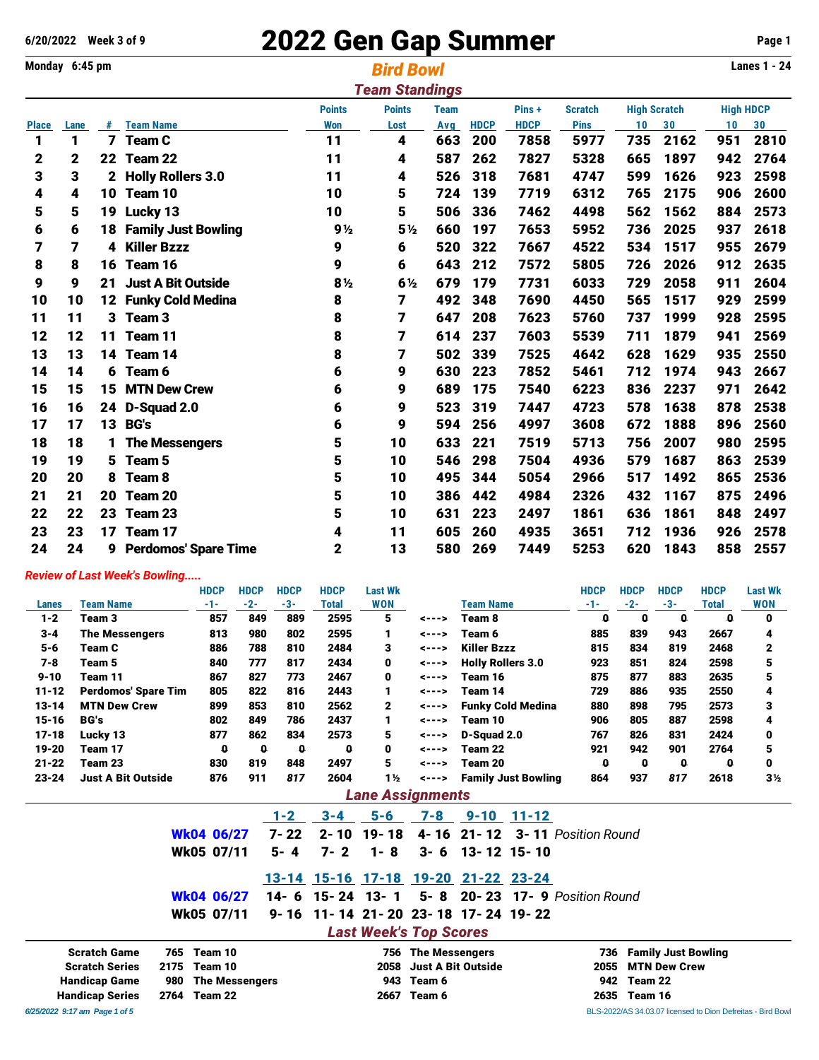6/20/2022 Week 3 of 9

# 2022 Gen Gap Summer

Monday 6:45 pm

## Bird Bowl

Lanes 1 - 24

### Team Standings

| Place | Lane | # | Team Name | Points Won | Points Lost | Team Avg | HDCP | Pins + HDCP | Scratch Pins | High Scratch 10 | High Scratch 30 | High HDCP 10 | High HDCP 30 |
|---|---|---|---|---|---|---|---|---|---|---|---|---|---|
| 1 | 1 | 7 | Team C | 11 | 4 | 663 | 200 | 7858 | 5977 | 735 | 2162 | 951 | 2810 |
| 2 | 2 | 22 | Team 22 | 11 | 4 | 587 | 262 | 7827 | 5328 | 665 | 1897 | 942 | 2764 |
| 3 | 3 | 2 | Holly Rollers 3.0 | 11 | 4 | 526 | 318 | 7681 | 4747 | 599 | 1626 | 923 | 2598 |
| 4 | 4 | 10 | Team 10 | 10 | 5 | 724 | 139 | 7719 | 6312 | 765 | 2175 | 906 | 2600 |
| 5 | 5 | 19 | Lucky 13 | 10 | 5 | 506 | 336 | 7462 | 4498 | 562 | 1562 | 884 | 2573 |
| 6 | 6 | 18 | Family Just Bowling | 9½ | 5½ | 660 | 197 | 7653 | 5952 | 736 | 2025 | 937 | 2618 |
| 7 | 7 | 4 | Killer Bzzz | 9 | 6 | 520 | 322 | 7667 | 4522 | 534 | 1517 | 955 | 2679 |
| 8 | 8 | 16 | Team 16 | 9 | 6 | 643 | 212 | 7572 | 5805 | 726 | 2026 | 912 | 2635 |
| 9 | 9 | 21 | Just A Bit Outside | 8½ | 6½ | 679 | 179 | 7731 | 6033 | 729 | 2058 | 911 | 2604 |
| 10 | 10 | 12 | Funky Cold Medina | 8 | 7 | 492 | 348 | 7690 | 4450 | 565 | 1517 | 929 | 2599 |
| 11 | 11 | 3 | Team 3 | 8 | 7 | 647 | 208 | 7623 | 5760 | 737 | 1999 | 928 | 2595 |
| 12 | 12 | 11 | Team 11 | 8 | 7 | 614 | 237 | 7603 | 5539 | 711 | 1879 | 941 | 2569 |
| 13 | 13 | 14 | Team 14 | 8 | 7 | 502 | 339 | 7525 | 4642 | 628 | 1629 | 935 | 2550 |
| 14 | 14 | 6 | Team 6 | 6 | 9 | 630 | 223 | 7852 | 5461 | 712 | 1974 | 943 | 2667 |
| 15 | 15 | 15 | MTN Dew Crew | 6 | 9 | 689 | 175 | 7540 | 6223 | 836 | 2237 | 971 | 2642 |
| 16 | 16 | 24 | D-Squad 2.0 | 6 | 9 | 523 | 319 | 7447 | 4723 | 578 | 1638 | 878 | 2538 |
| 17 | 17 | 13 | BG's | 6 | 9 | 594 | 256 | 4997 | 3608 | 672 | 1888 | 896 | 2560 |
| 18 | 18 | 1 | The Messengers | 5 | 10 | 633 | 221 | 7519 | 5713 | 756 | 2007 | 980 | 2595 |
| 19 | 19 | 5 | Team 5 | 5 | 10 | 546 | 298 | 7504 | 4936 | 579 | 1687 | 863 | 2539 |
| 20 | 20 | 8 | Team 8 | 5 | 10 | 495 | 344 | 5054 | 2966 | 517 | 1492 | 865 | 2536 |
| 21 | 21 | 20 | Team 20 | 5 | 10 | 386 | 442 | 4984 | 2326 | 432 | 1167 | 875 | 2496 |
| 22 | 22 | 23 | Team 23 | 5 | 10 | 631 | 223 | 2497 | 1861 | 636 | 1861 | 848 | 2497 |
| 23 | 23 | 17 | Team 17 | 4 | 11 | 605 | 260 | 4935 | 3651 | 712 | 1936 | 926 | 2578 |
| 24 | 24 | 9 | Perdomos' Spare Time | 2 | 13 | 580 | 269 | 7449 | 5253 | 620 | 1843 | 858 | 2557 |

*Review of Last Week's Bowling.....*

| Lanes | Team Name | HDCP -1- | HDCP -2- | HDCP -3- | HDCP Total | Last Wk WON | | Team Name | HDCP -1- | HDCP -2- | HDCP -3- | HDCP Total | Last Wk WON |
|---|---|---|---|---|---|---|---|---|---|---|---|---|---|
| 1-2 | Team 3 | 857 | 849 | 889 | 2595 | 5 | <---> | Team 8 | 0 | 0 | 0 | 0 | 0 |
| 3-4 | The Messengers | 813 | 980 | 802 | 2595 | 1 | <---> | Team 6 | 885 | 839 | 943 | 2667 | 4 |
| 5-6 | Team C | 886 | 788 | 810 | 2484 | 3 | <---> | Killer Bzzz | 815 | 834 | 819 | 2468 | 2 |
| 7-8 | Team 5 | 840 | 777 | 817 | 2434 | 0 | <---> | Holly Rollers 3.0 | 923 | 851 | 824 | 2598 | 5 |
| 9-10 | Team 11 | 867 | 827 | 773 | 2467 | 0 | <---> | Team 16 | 875 | 877 | 883 | 2635 | 5 |
| 11-12 | Perdomos' Spare Tim | 805 | 822 | 816 | 2443 | 1 | <---> | Team 14 | 729 | 886 | 935 | 2550 | 4 |
| 13-14 | MTN Dew Crew | 899 | 853 | 810 | 2562 | 2 | <---> | Funky Cold Medina | 880 | 898 | 795 | 2573 | 3 |
| 15-16 | BG's | 802 | 849 | 786 | 2437 | 1 | <---> | Team 10 | 906 | 805 | 887 | 2598 | 4 |
| 17-18 | Lucky 13 | 877 | 862 | 834 | 2573 | 5 | <---> | D-Squad 2.0 | 767 | 826 | 831 | 2424 | 0 |
| 19-20 | Team 17 | 0 | 0 | 0 | 0 | 0 | <---> | Team 22 | 921 | 942 | 901 | 2764 | 5 |
| 21-22 | Team 23 | 830 | 819 | 848 | 2497 | 5 | <---> | Team 20 | 0 | 0 | 0 | 0 | 0 |
| 23-24 | Just A Bit Outside | 876 | 911 | *817* | 2604 | 1½ | <---> | Family Just Bowling | 864 | 937 | *817* | 2618 | 3½ |

### Lane Assignments

| | 1-2 | 3-4 | 5-6 | 7-8 | 9-10 | 11-12 | |
|---|---|---|---|---|---|---|---|
| Wk04 06/27 | 7-22 | 2-10 | 19-18 | 4-16 | 21-12 | 3-11 | *Position Round* |
| Wk05 07/11 | 5-4 | 7-2 | 1-8 | 3-6 | 13-12 | 15-10 | |

| | 13-14 | 15-16 | 17-18 | 19-20 | 21-22 | 23-24 | |
|---|---|---|---|---|---|---|---|
| Wk04 06/27 | 14-6 | 15-24 | 13-1 | 5-8 | 20-23 | 17-9 | *Position Round* |
| Wk05 07/11 | 9-16 | 11-14 | 21-20 | 23-18 | 17-24 | 19-22 | |

### Last Week's Top Scores

| | | | | | | |
|---|---|---|---|---|---|---|
| Scratch Game | 765 | Team 10 | 756 | The Messengers | 736 | Family Just Bowling |
| Scratch Series | 2175 | Team 10 | 2058 | Just A Bit Outside | 2055 | MTN Dew Crew |
| Handicap Game | 980 | The Messengers | 943 | Team 6 | 942 | Team 22 |
| Handicap Series | 2764 | Team 22 | 2667 | Team 6 | 2635 | Team 16 |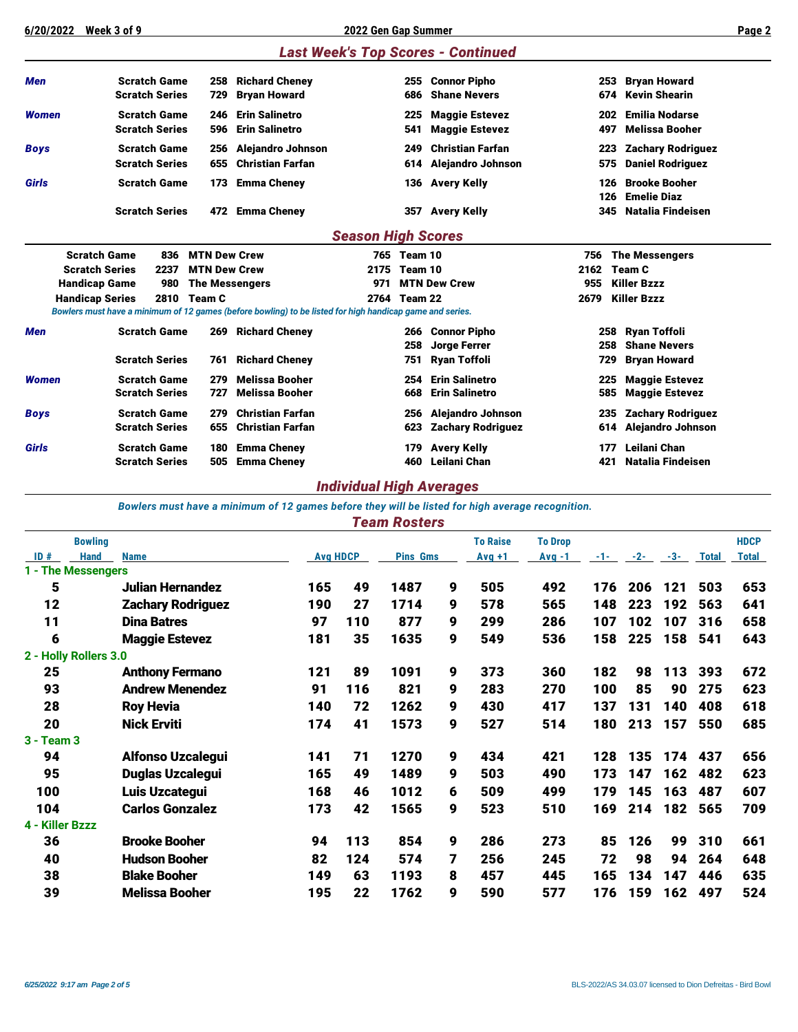## Last Week's Top Scores - Continued

| | | | | |
|---|---|---|---|---|
| **Men** | Scratch Game | 258 Richard Cheney | 255 Connor Pipho | 253 Bryan Howard |
| | Scratch Series | 729 Bryan Howard | 686 Shane Nevers | 674 Kevin Shearin |
| **Women** | Scratch Game | 246 Erin Salinetro | 225 Maggie Estevez | 202 Emilia Nodarse |
| | Scratch Series | 596 Erin Salinetro | 541 Maggie Estevez | 497 Melissa Booher |
| **Boys** | Scratch Game | 256 Alejandro Johnson | 249 Christian Farfan | 223 Zachary Rodriguez |
| | Scratch Series | 655 Christian Farfan | 614 Alejandro Johnson | 575 Daniel Rodriguez |
| **Girls** | Scratch Game | 173 Emma Cheney | 136 Avery Kelly | 126 Brooke Booher |
| | | | | 126 Emelie Diaz |
| | Scratch Series | 472 Emma Cheney | 357 Avery Kelly | 345 Natalia Findeisen |

## Season High Scores

| | | | |
|---|---|---|---|
| Scratch Game | 836 MTN Dew Crew | 765 Team 10 | 756 The Messengers |
| Scratch Series | 2237 MTN Dew Crew | 2175 Team 10 | 2162 Team C |
| Handicap Game | 980 The Messengers | 971 MTN Dew Crew | 955 Killer Bzzz |
| Handicap Series | 2810 Team C | 2764 Team 22 | 2679 Killer Bzzz |

*Bowlers must have a minimum of 12 games (before bowling) to be listed for high handicap game and series.*

| | | | | |
|---|---|---|---|---|
| **Men** | Scratch Game | 269 Richard Cheney | 266 Connor Pipho | 258 Ryan Toffoli |
| | | | 258 Jorge Ferrer | 258 Shane Nevers |
| | Scratch Series | 761 Richard Cheney | 751 Ryan Toffoli | 729 Bryan Howard |
| **Women** | Scratch Game | 279 Melissa Booher | 254 Erin Salinetro | 225 Maggie Estevez |
| | Scratch Series | 727 Melissa Booher | 668 Erin Salinetro | 585 Maggie Estevez |
| **Boys** | Scratch Game | 279 Christian Farfan | 256 Alejandro Johnson | 235 Zachary Rodriguez |
| | Scratch Series | 655 Christian Farfan | 623 Zachary Rodriguez | 614 Alejandro Johnson |
| **Girls** | Scratch Game | 180 Emma Cheney | 179 Avery Kelly | 177 Leilani Chan |
| | Scratch Series | 505 Emma Cheney | 460 Leilani Chan | 421 Natalia Findeisen |

## Individual High Averages

*Bowlers must have a minimum of 12 games before they will be listed for high average recognition.*

## Team Rosters

| ID # | Bowling Hand | Name | Avg | HDCP | Pins | Gms | To Raise Avg +1 | To Drop Avg -1 | -1- | -2- | -3- | Total | HDCP Total |
|---|---|---|---|---|---|---|---|---|---|---|---|---|---|
| **1 - The Messengers** | | | | | | | | | | | | | |
| 5 | | Julian Hernandez | 165 | 49 | 1487 | 9 | 505 | 492 | 176 | 206 | 121 | 503 | 653 |
| 12 | | Zachary Rodriguez | 190 | 27 | 1714 | 9 | 578 | 565 | 148 | 223 | 192 | 563 | 641 |
| 11 | | Dina Batres | 97 | 110 | 877 | 9 | 299 | 286 | 107 | 102 | 107 | 316 | 658 |
| 6 | | Maggie Estevez | 181 | 35 | 1635 | 9 | 549 | 536 | 158 | 225 | 158 | 541 | 643 |
| **2 - Holly Rollers 3.0** | | | | | | | | | | | | | |
| 25 | | Anthony Fermano | 121 | 89 | 1091 | 9 | 373 | 360 | 182 | 98 | 113 | 393 | 672 |
| 93 | | Andrew Menendez | 91 | 116 | 821 | 9 | 283 | 270 | 100 | 85 | 90 | 275 | 623 |
| 28 | | Roy Hevia | 140 | 72 | 1262 | 9 | 430 | 417 | 137 | 131 | 140 | 408 | 618 |
| 20 | | Nick Erviti | 174 | 41 | 1573 | 9 | 527 | 514 | 180 | 213 | 157 | 550 | 685 |
| **3 - Team 3** | | | | | | | | | | | | | |
| 94 | | Alfonso Uzcalegui | 141 | 71 | 1270 | 9 | 434 | 421 | 128 | 135 | 174 | 437 | 656 |
| 95 | | Duglas Uzcalegui | 165 | 49 | 1489 | 9 | 503 | 490 | 173 | 147 | 162 | 482 | 623 |
| 100 | | Luis Uzcategui | 168 | 46 | 1012 | 6 | 509 | 499 | 179 | 145 | 163 | 487 | 607 |
| 104 | | Carlos Gonzalez | 173 | 42 | 1565 | 9 | 523 | 510 | 169 | 214 | 182 | 565 | 709 |
| **4 - Killer Bzzz** | | | | | | | | | | | | | |
| 36 | | Brooke Booher | 94 | 113 | 854 | 9 | 286 | 273 | 85 | 126 | 99 | 310 | 661 |
| 40 | | Hudson Booher | 82 | 124 | 574 | 7 | 256 | 245 | 72 | 98 | 94 | 264 | 648 |
| 38 | | Blake Booher | 149 | 63 | 1193 | 8 | 457 | 445 | 165 | 134 | 147 | 446 | 635 |
| 39 | | Melissa Booher | 195 | 22 | 1762 | 9 | 590 | 577 | 176 | 159 | 162 | 497 | 524 |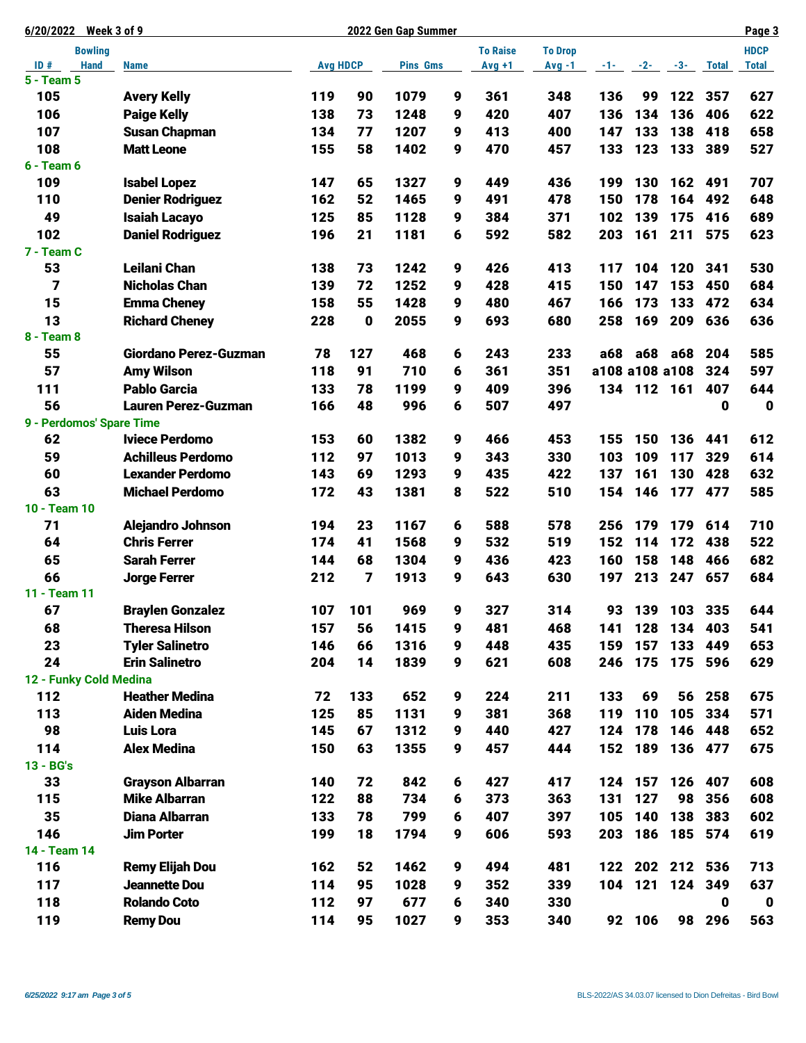6/20/2022 Week 3 of 9 — 2022 Gen Gap Summer

| ID # | Bowling Hand | Name | Avg | HDCP | Pins | Gms | To Raise Avg +1 | To Drop Avg -1 | -1- | -2- | -3- | Total | HDCP Total |
|---|---|---|---|---|---|---|---|---|---|---|---|---|---|
| **5 - Team 5** | | | | | | | | | | | | | |
| 105 | | **Avery Kelly** | 119 | 90 | 1079 | 9 | 361 | 348 | 136 | 99 | 122 | 357 | 627 |
| 106 | | **Paige Kelly** | 138 | 73 | 1248 | 9 | 420 | 407 | 136 | 134 | 136 | 406 | 622 |
| 107 | | **Susan Chapman** | 134 | 77 | 1207 | 9 | 413 | 400 | 147 | 133 | 138 | 418 | 658 |
| 108 | | **Matt Leone** | 155 | 58 | 1402 | 9 | 470 | 457 | 133 | 123 | 133 | 389 | 527 |
| **6 - Team 6** | | | | | | | | | | | | | |
| 109 | | **Isabel Lopez** | 147 | 65 | 1327 | 9 | 449 | 436 | 199 | 130 | 162 | 491 | 707 |
| 110 | | **Denier Rodriguez** | 162 | 52 | 1465 | 9 | 491 | 478 | 150 | 178 | 164 | 492 | 648 |
| 49 | | **Isaiah Lacayo** | 125 | 85 | 1128 | 9 | 384 | 371 | 102 | 139 | 175 | 416 | 689 |
| 102 | | **Daniel Rodriguez** | 196 | 21 | 1181 | 6 | 592 | 582 | 203 | 161 | 211 | 575 | 623 |
| **7 - Team C** | | | | | | | | | | | | | |
| 53 | | **Leilani Chan** | 138 | 73 | 1242 | 9 | 426 | 413 | 117 | 104 | 120 | 341 | 530 |
| 7 | | **Nicholas Chan** | 139 | 72 | 1252 | 9 | 428 | 415 | 150 | 147 | 153 | 450 | 684 |
| 15 | | **Emma Cheney** | 158 | 55 | 1428 | 9 | 480 | 467 | 166 | 173 | 133 | 472 | 634 |
| 13 | | **Richard Cheney** | 228 | 0 | 2055 | 9 | 693 | 680 | 258 | 169 | 209 | 636 | 636 |
| **8 - Team 8** | | | | | | | | | | | | | |
| 55 | | **Giordano Perez-Guzman** | 78 | 127 | 468 | 6 | 243 | 233 | a68 | a68 | a68 | 204 | 585 |
| 57 | | **Amy Wilson** | 118 | 91 | 710 | 6 | 361 | 351 | a108 | a108 | a108 | 324 | 597 |
| 111 | | **Pablo Garcia** | 133 | 78 | 1199 | 9 | 409 | 396 | 134 | 112 | 161 | 407 | 644 |
| 56 | | **Lauren Perez-Guzman** | 166 | 48 | 996 | 6 | 507 | 497 | | | | 0 | 0 |
| **9 - Perdomos' Spare Time** | | | | | | | | | | | | | |
| 62 | | **Iviece Perdomo** | 153 | 60 | 1382 | 9 | 466 | 453 | 155 | 150 | 136 | 441 | 612 |
| 59 | | **Achilleus Perdomo** | 112 | 97 | 1013 | 9 | 343 | 330 | 103 | 109 | 117 | 329 | 614 |
| 60 | | **Lexander Perdomo** | 143 | 69 | 1293 | 9 | 435 | 422 | 137 | 161 | 130 | 428 | 632 |
| 63 | | **Michael Perdomo** | 172 | 43 | 1381 | 8 | 522 | 510 | 154 | 146 | 177 | 477 | 585 |
| **10 - Team 10** | | | | | | | | | | | | | |
| 71 | | **Alejandro Johnson** | 194 | 23 | 1167 | 6 | 588 | 578 | 256 | 179 | 179 | 614 | 710 |
| 64 | | **Chris Ferrer** | 174 | 41 | 1568 | 9 | 532 | 519 | 152 | 114 | 172 | 438 | 522 |
| 65 | | **Sarah Ferrer** | 144 | 68 | 1304 | 9 | 436 | 423 | 160 | 158 | 148 | 466 | 682 |
| 66 | | **Jorge Ferrer** | 212 | 7 | 1913 | 9 | 643 | 630 | 197 | 213 | 247 | 657 | 684 |
| **11 - Team 11** | | | | | | | | | | | | | |
| 67 | | **Braylen Gonzalez** | 107 | 101 | 969 | 9 | 327 | 314 | 93 | 139 | 103 | 335 | 644 |
| 68 | | **Theresa Hilson** | 157 | 56 | 1415 | 9 | 481 | 468 | 141 | 128 | 134 | 403 | 541 |
| 23 | | **Tyler Salinetro** | 146 | 66 | 1316 | 9 | 448 | 435 | 159 | 157 | 133 | 449 | 653 |
| 24 | | **Erin Salinetro** | 204 | 14 | 1839 | 9 | 621 | 608 | 246 | 175 | 175 | 596 | 629 |
| **12 - Funky Cold Medina** | | | | | | | | | | | | | |
| 112 | | **Heather Medina** | 72 | 133 | 652 | 9 | 224 | 211 | 133 | 69 | 56 | 258 | 675 |
| 113 | | **Aiden Medina** | 125 | 85 | 1131 | 9 | 381 | 368 | 119 | 110 | 105 | 334 | 571 |
| 98 | | **Luis Lora** | 145 | 67 | 1312 | 9 | 440 | 427 | 124 | 178 | 146 | 448 | 652 |
| 114 | | **Alex Medina** | 150 | 63 | 1355 | 9 | 457 | 444 | 152 | 189 | 136 | 477 | 675 |
| **13 - BG's** | | | | | | | | | | | | | |
| 33 | | **Grayson Albarran** | 140 | 72 | 842 | 6 | 427 | 417 | 124 | 157 | 126 | 407 | 608 |
| 115 | | **Mike Albarran** | 122 | 88 | 734 | 6 | 373 | 363 | 131 | 127 | 98 | 356 | 608 |
| 35 | | **Diana Albarran** | 133 | 78 | 799 | 6 | 407 | 397 | 105 | 140 | 138 | 383 | 602 |
| 146 | | **Jim Porter** | 199 | 18 | 1794 | 9 | 606 | 593 | 203 | 186 | 185 | 574 | 619 |
| **14 - Team 14** | | | | | | | | | | | | | |
| 116 | | **Remy Elijah Dou** | 162 | 52 | 1462 | 9 | 494 | 481 | 122 | 202 | 212 | 536 | 713 |
| 117 | | **Jeannette Dou** | 114 | 95 | 1028 | 9 | 352 | 339 | 104 | 121 | 124 | 349 | 637 |
| 118 | | **Rolando Coto** | 112 | 97 | 677 | 6 | 340 | 330 | | | | 0 | 0 |
| 119 | | **Remy Dou** | 114 | 95 | 1027 | 9 | 353 | 340 | 92 | 106 | 98 | 296 | 563 |

*6/25/2022 9:17 am*

BLS-2022/AS 34.03.07 licensed to Dion Defreitas - Bird Bowl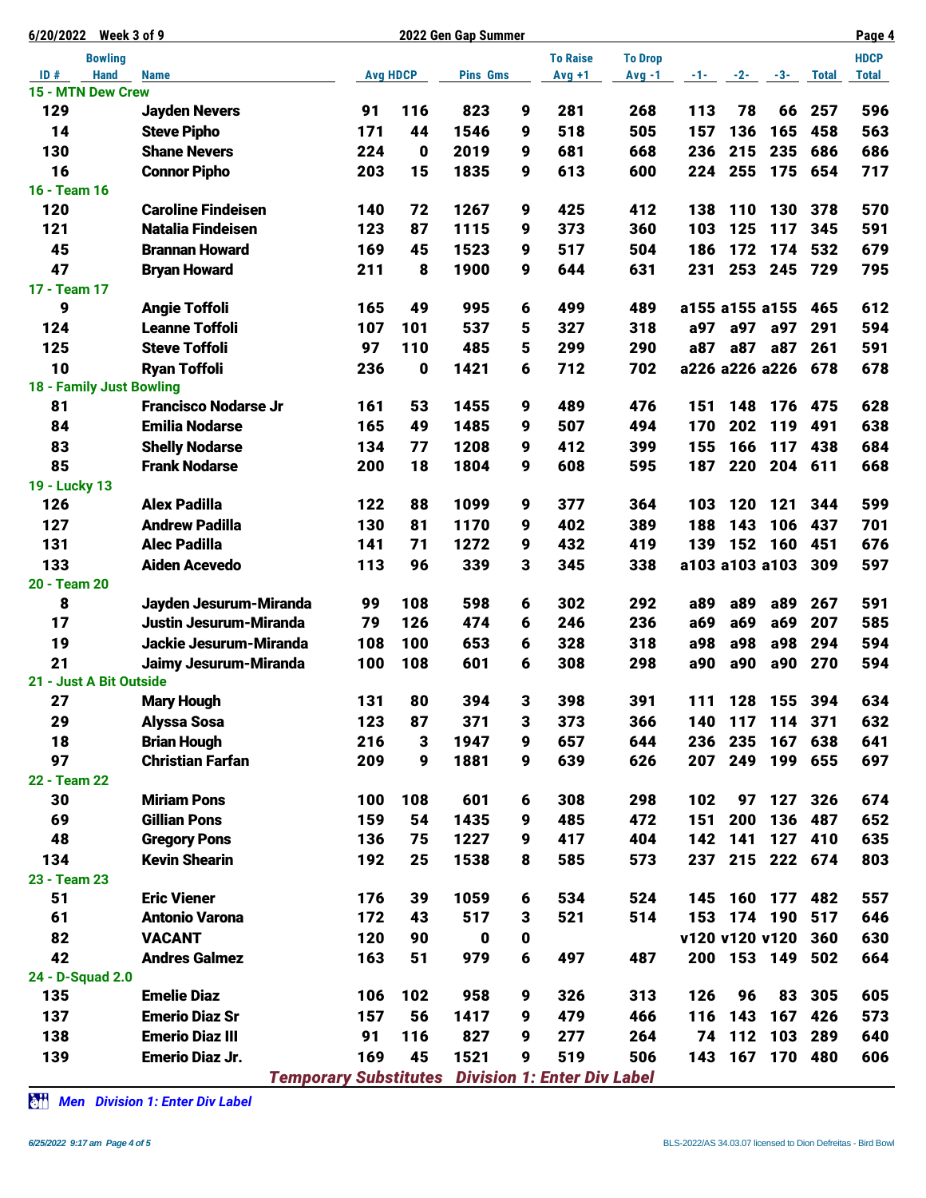| ID # | Bowling Hand | Name | Avg | HDCP | Pins | Gms | To Raise Avg +1 | To Drop Avg -1 | -1- | -2- | -3- | Total | HDCP Total |
|---|---|---|---|---|---|---|---|---|---|---|---|---|---|
| **15 - MTN Dew Crew** | | | | | | | | | | | | | |
| 129 | | Jayden Nevers | 91 | 116 | 823 | 9 | 281 | 268 | 113 | 78 | 66 | 257 | 596 |
| 14 | | Steve Pipho | 171 | 44 | 1546 | 9 | 518 | 505 | 157 | 136 | 165 | 458 | 563 |
| 130 | | Shane Nevers | 224 | 0 | 2019 | 9 | 681 | 668 | 236 | 215 | 235 | 686 | 686 |
| 16 | | Connor Pipho | 203 | 15 | 1835 | 9 | 613 | 600 | 224 | 255 | 175 | 654 | 717 |
| **16 - Team 16** | | | | | | | | | | | | | |
| 120 | | Caroline Findeisen | 140 | 72 | 1267 | 9 | 425 | 412 | 138 | 110 | 130 | 378 | 570 |
| 121 | | Natalia Findeisen | 123 | 87 | 1115 | 9 | 373 | 360 | 103 | 125 | 117 | 345 | 591 |
| 45 | | Brannan Howard | 169 | 45 | 1523 | 9 | 517 | 504 | 186 | 172 | 174 | 532 | 679 |
| 47 | | Bryan Howard | 211 | 8 | 1900 | 9 | 644 | 631 | 231 | 253 | 245 | 729 | 795 |
| **17 - Team 17** | | | | | | | | | | | | | |
| 9 | | Angie Toffoli | 165 | 49 | 995 | 6 | 499 | 489 | a155 | a155 | a155 | 465 | 612 |
| 124 | | Leanne Toffoli | 107 | 101 | 537 | 5 | 327 | 318 | a97 | a97 | a97 | 291 | 594 |
| 125 | | Steve Toffoli | 97 | 110 | 485 | 5 | 299 | 290 | a87 | a87 | a87 | 261 | 591 |
| 10 | | Ryan Toffoli | 236 | 0 | 1421 | 6 | 712 | 702 | a226 | a226 | a226 | 678 | 678 |
| **18 - Family Just Bowling** | | | | | | | | | | | | | |
| 81 | | Francisco Nodarse Jr | 161 | 53 | 1455 | 9 | 489 | 476 | 151 | 148 | 176 | 475 | 628 |
| 84 | | Emilia Nodarse | 165 | 49 | 1485 | 9 | 507 | 494 | 170 | 202 | 119 | 491 | 638 |
| 83 | | Shelly Nodarse | 134 | 77 | 1208 | 9 | 412 | 399 | 155 | 166 | 117 | 438 | 684 |
| 85 | | Frank Nodarse | 200 | 18 | 1804 | 9 | 608 | 595 | 187 | 220 | 204 | 611 | 668 |
| **19 - Lucky 13** | | | | | | | | | | | | | |
| 126 | | Alex Padilla | 122 | 88 | 1099 | 9 | 377 | 364 | 103 | 120 | 121 | 344 | 599 |
| 127 | | Andrew Padilla | 130 | 81 | 1170 | 9 | 402 | 389 | 188 | 143 | 106 | 437 | 701 |
| 131 | | Alec Padilla | 141 | 71 | 1272 | 9 | 432 | 419 | 139 | 152 | 160 | 451 | 676 |
| 133 | | Aiden Acevedo | 113 | 96 | 339 | 3 | 345 | 338 | a103 | a103 | a103 | 309 | 597 |
| **20 - Team 20** | | | | | | | | | | | | | |
| 8 | | Jayden Jesurum-Miranda | 99 | 108 | 598 | 6 | 302 | 292 | a89 | a89 | a89 | 267 | 591 |
| 17 | | Justin Jesurum-Miranda | 79 | 126 | 474 | 6 | 246 | 236 | a69 | a69 | a69 | 207 | 585 |
| 19 | | Jackie Jesurum-Miranda | 108 | 100 | 653 | 6 | 328 | 318 | a98 | a98 | a98 | 294 | 594 |
| 21 | | Jaimy Jesurum-Miranda | 100 | 108 | 601 | 6 | 308 | 298 | a90 | a90 | a90 | 270 | 594 |
| **21 - Just A Bit Outside** | | | | | | | | | | | | | |
| 27 | | Mary Hough | 131 | 80 | 394 | 3 | 398 | 391 | 111 | 128 | 155 | 394 | 634 |
| 29 | | Alyssa Sosa | 123 | 87 | 371 | 3 | 373 | 366 | 140 | 117 | 114 | 371 | 632 |
| 18 | | Brian Hough | 216 | 3 | 1947 | 9 | 657 | 644 | 236 | 235 | 167 | 638 | 641 |
| 97 | | Christian Farfan | 209 | 9 | 1881 | 9 | 639 | 626 | 207 | 249 | 199 | 655 | 697 |
| **22 - Team 22** | | | | | | | | | | | | | |
| 30 | | Miriam Pons | 100 | 108 | 601 | 6 | 308 | 298 | 102 | 97 | 127 | 326 | 674 |
| 69 | | Gillian Pons | 159 | 54 | 1435 | 9 | 485 | 472 | 151 | 200 | 136 | 487 | 652 |
| 48 | | Gregory Pons | 136 | 75 | 1227 | 9 | 417 | 404 | 142 | 141 | 127 | 410 | 635 |
| 134 | | Kevin Shearin | 192 | 25 | 1538 | 8 | 585 | 573 | 237 | 215 | 222 | 674 | 803 |
| **23 - Team 23** | | | | | | | | | | | | | |
| 51 | | Eric Viener | 176 | 39 | 1059 | 6 | 534 | 524 | 145 | 160 | 177 | 482 | 557 |
| 61 | | Antonio Varona | 172 | 43 | 517 | 3 | 521 | 514 | 153 | 174 | 190 | 517 | 646 |
| 82 | | VACANT | 120 | 90 | 0 | 0 | | | v120 | v120 | v120 | 360 | 630 |
| 42 | | Andres Galmez | 163 | 51 | 979 | 6 | 497 | 487 | 200 | 153 | 149 | 502 | 664 |
| **24 - D-Squad 2.0** | | | | | | | | | | | | | |
| 135 | | Emelie Diaz | 106 | 102 | 958 | 9 | 326 | 313 | 126 | 96 | 83 | 305 | 605 |
| 137 | | Emerio Diaz Sr | 157 | 56 | 1417 | 9 | 479 | 466 | 116 | 143 | 167 | 426 | 573 |
| 138 | | Emerio Diaz III | 91 | 116 | 827 | 9 | 277 | 264 | 74 | 112 | 103 | 289 | 640 |
| 139 | | Emerio Diaz Jr. | 169 | 45 | 1521 | 9 | 519 | 506 | 143 | 167 | 170 | 480 | 606 |

*Temporary Substitutes* *Division 1: Enter Div Label*

*Men* *Division 1: Enter Div Label*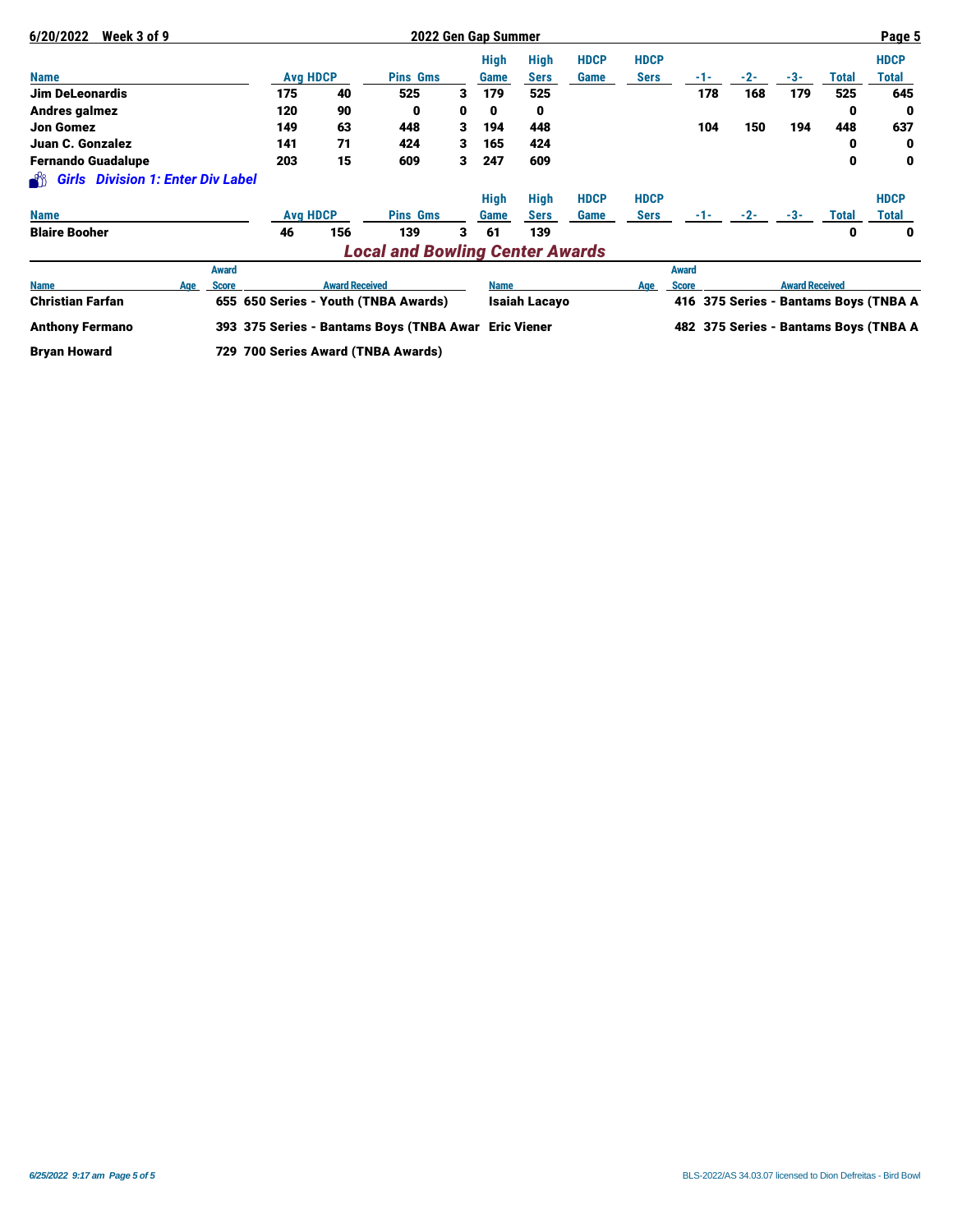| Name | Avg | HDCP | Pins | Gms | High Game | High Sers | HDCP Game | HDCP Sers | -1- | -2- | -3- | Total | HDCP Total |
|---|---|---|---|---|---|---|---|---|---|---|---|---|---|
| **Jim DeLeonardis** | 175 | 40 | 525 | 3 | 179 | 525 | | | 178 | 168 | 179 | 525 | 645 |
| **Andres galmez** | 120 | 90 | 0 | 0 | 0 | 0 | | | | | | 0 | 0 |
| **Jon Gomez** | 149 | 63 | 448 | 3 | 194 | 448 | | | 104 | 150 | 194 | 448 | 637 |
| **Juan C. Gonzalez** | 141 | 71 | 424 | 3 | 165 | 424 | | | | | | 0 | 0 |
| **Fernando Guadalupe** | 203 | 15 | 609 | 3 | 247 | 609 | | | | | | 0 | 0 |

### *Girls Division 1: Enter Div Label*

| Name | Avg | HDCP | Pins | Gms | High Game | High Sers | HDCP Game | HDCP Sers | -1- | -2- | -3- | Total | HDCP Total |
|---|---|---|---|---|---|---|---|---|---|---|---|---|---|
| **Blaire Booher** | 46 | 156 | 139 | 3 | 61 | 139 | | | | | | 0 | 0 |

## *Local and Bowling Center Awards*

| Name | Age | Award Score | Award Received |
|---|---|---|---|
| **Christian Farfan** | | 655 | 650 Series - Youth (TNBA Awards) |
| **Anthony Fermano** | | 393 | 375 Series - Bantams Boys (TNBA Awar |
| **Bryan Howard** | | 729 | 700 Series Award (TNBA Awards) |
| **Isaiah Lacayo** | | 416 | 375 Series - Bantams Boys (TNBA A |
| **Eric Viener** | | 482 | 375 Series - Bantams Boys (TNBA A |